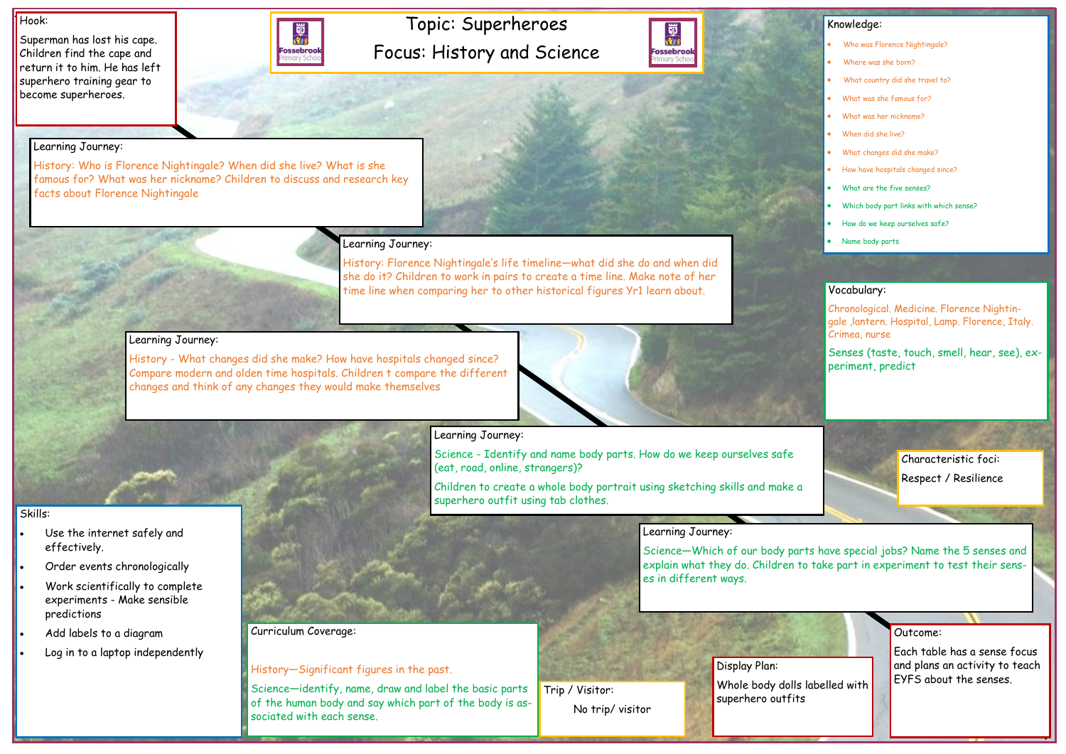# Topic: Superheroes

## Focus: History and Science

### Hook:

Superman has lost his cape. Children find the cape and return it to him. He has left superhero training gear to become superheroes.

### Learning Journey:

History: Who is Florence Nightingale? When did she live? What is she famous for? What was her nickname? Children to discuss and research key facts about Florence Nightingale

### Learning Journey:

History: Florence Nightingale's life timeline—what did she do and when did she do it? Children to work in pairs to create a time line. Make note of her time line when comparing her to other historical figures Yr1 learn about.

### Learning Journey:

History - What changes did she make? How have hospitals changed since? Compare modern and olden time hospitals. Children t compare the different changes and think of any changes they would make themselves

### Learning Journey:

Science - Identify and name body parts. How do we keep ourselves safe (eat, road, online, strangers)?

Children to create a whole body portrait using sketching skills and make a superhero outfit using tab clothes.

### Learning Journey:

Science—Which of our body parts have special jobs? Name the 5 senses and explain what they do. Children to take part in experiment to test their senses in different ways.

### Knowledge:

- Who was Florence Nightingale?
- Where was she born?
- What country did she travel to?
- What was she famous for?
- What was her nickname?
- When did she live?
- What changes did she make?
- How have hospitals changed since?
- What are the five senses?
- Which body part links with which sense?
- How do we keep ourselves safe?
- Name body parts.

### Vocabulary:

Chronological. Medicine. Florence Nightingale ,lantern. Hospital, Lamp. Florence, Italy. Crimea, nurse

Senses (taste, touch, smell, hear, see), experiment, predict

### Characteristic foci:

Respect / Resilience

### Skills:

- Use the internet safely and effectively.
- Order events chronologically
- Work scientifically to complete experiments - Make sensible predictions
- Add labels to a diagram
- Log in to a laptop independently

### Curriculum Coverage:

History—Significant figures in the past.

Science—identify, name, draw and label the basic parts of the human body and say which part of the body is associated with each sense.

### Trip / Visitor:

No trip/ visitor

### Display Plan:

Whole body dolls labelled with superhero outfits

### Outcome:

Each table has a sense focus and plans an activity to teach EYFS about the senses.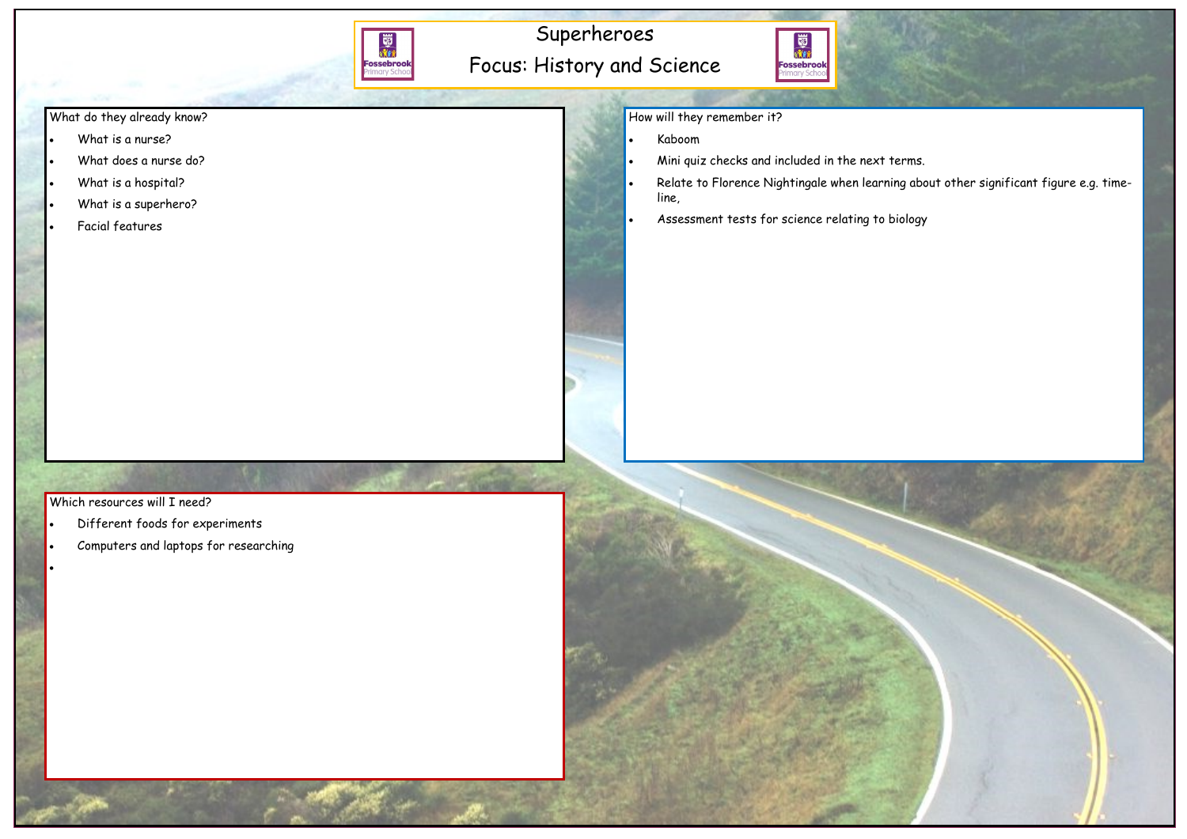# Superheroes

## Focus: History and Science

### What do they already know?

- What is a nurse?
- What does a nurse do?
- What is a hospital?
- What is a superhero?
- Facial features

### How will they remember it?

- Kaboom
- Mini quiz checks and included in the next terms.
- Relate to Florence Nightingale when learning about other significant figure e.g. time-line,
- Assessment tests for science relating to biology

### Which resources will I need?

- Different foods for experiments
- Computers and laptops for researching